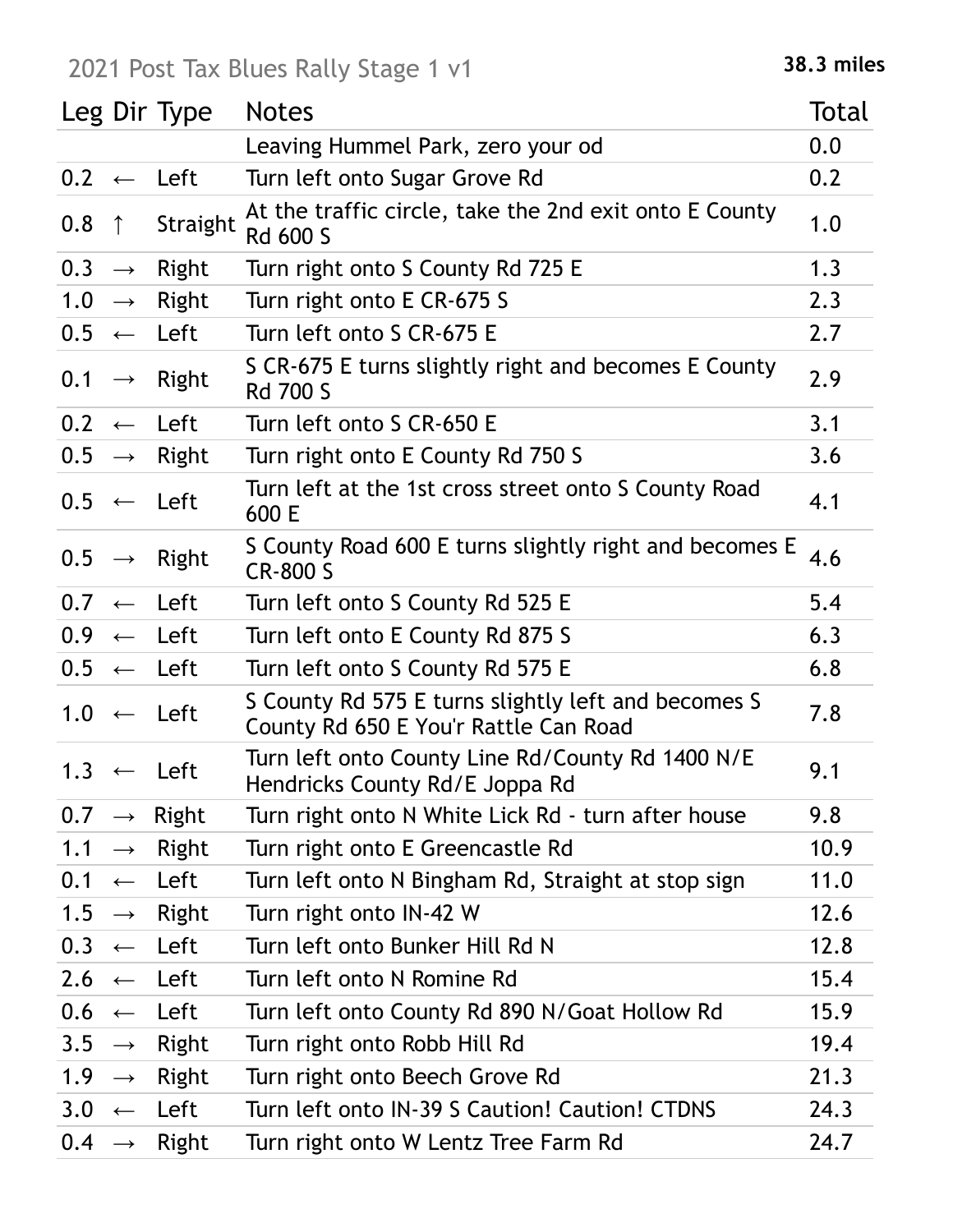# 2021 Post Tax Blues Rally Stage 1 v1

**38.3 miles**

| Leg | Dir | Type | Notes | Total |
|---|---|---|---|---|
| | | | Leaving Hummel Park, zero your od | 0.0 |
| 0.2 | ← | Left | Turn left onto Sugar Grove Rd | 0.2 |
| 0.8 | ↑ | Straight | At the traffic circle, take the 2nd exit onto E County Rd 600 S | 1.0 |
| 0.3 | → | Right | Turn right onto S County Rd 725 E | 1.3 |
| 1.0 | → | Right | Turn right onto E CR-675 S | 2.3 |
| 0.5 | ← | Left | Turn left onto S CR-675 E | 2.7 |
| 0.1 | → | Right | S CR-675 E turns slightly right and becomes E County Rd 700 S | 2.9 |
| 0.2 | ← | Left | Turn left onto S CR-650 E | 3.1 |
| 0.5 | → | Right | Turn right onto E County Rd 750 S | 3.6 |
| 0.5 | ← | Left | Turn left at the 1st cross street onto S County Road 600 E | 4.1 |
| 0.5 | → | Right | S County Road 600 E turns slightly right and becomes E CR-800 S | 4.6 |
| 0.7 | ← | Left | Turn left onto S County Rd 525 E | 5.4 |
| 0.9 | ← | Left | Turn left onto E County Rd 875 S | 6.3 |
| 0.5 | ← | Left | Turn left onto S County Rd 575 E | 6.8 |
| 1.0 | ← | Left | S County Rd 575 E turns slightly left and becomes S County Rd 650 E You'r Rattle Can Road | 7.8 |
| 1.3 | ← | Left | Turn left onto County Line Rd/County Rd 1400 N/E Hendricks County Rd/E Joppa Rd | 9.1 |
| 0.7 | → | Right | Turn right onto N White Lick Rd - turn after house | 9.8 |
| 1.1 | → | Right | Turn right onto E Greencastle Rd | 10.9 |
| 0.1 | ← | Left | Turn left onto N Bingham Rd, Straight at stop sign | 11.0 |
| 1.5 | → | Right | Turn right onto IN-42 W | 12.6 |
| 0.3 | ← | Left | Turn left onto Bunker Hill Rd N | 12.8 |
| 2.6 | ← | Left | Turn left onto N Romine Rd | 15.4 |
| 0.6 | ← | Left | Turn left onto County Rd 890 N/Goat Hollow Rd | 15.9 |
| 3.5 | → | Right | Turn right onto Robb Hill Rd | 19.4 |
| 1.9 | → | Right | Turn right onto Beech Grove Rd | 21.3 |
| 3.0 | ← | Left | Turn left onto IN-39 S Caution! Caution! CTDNS | 24.3 |
| 0.4 | → | Right | Turn right onto W Lentz Tree Farm Rd | 24.7 |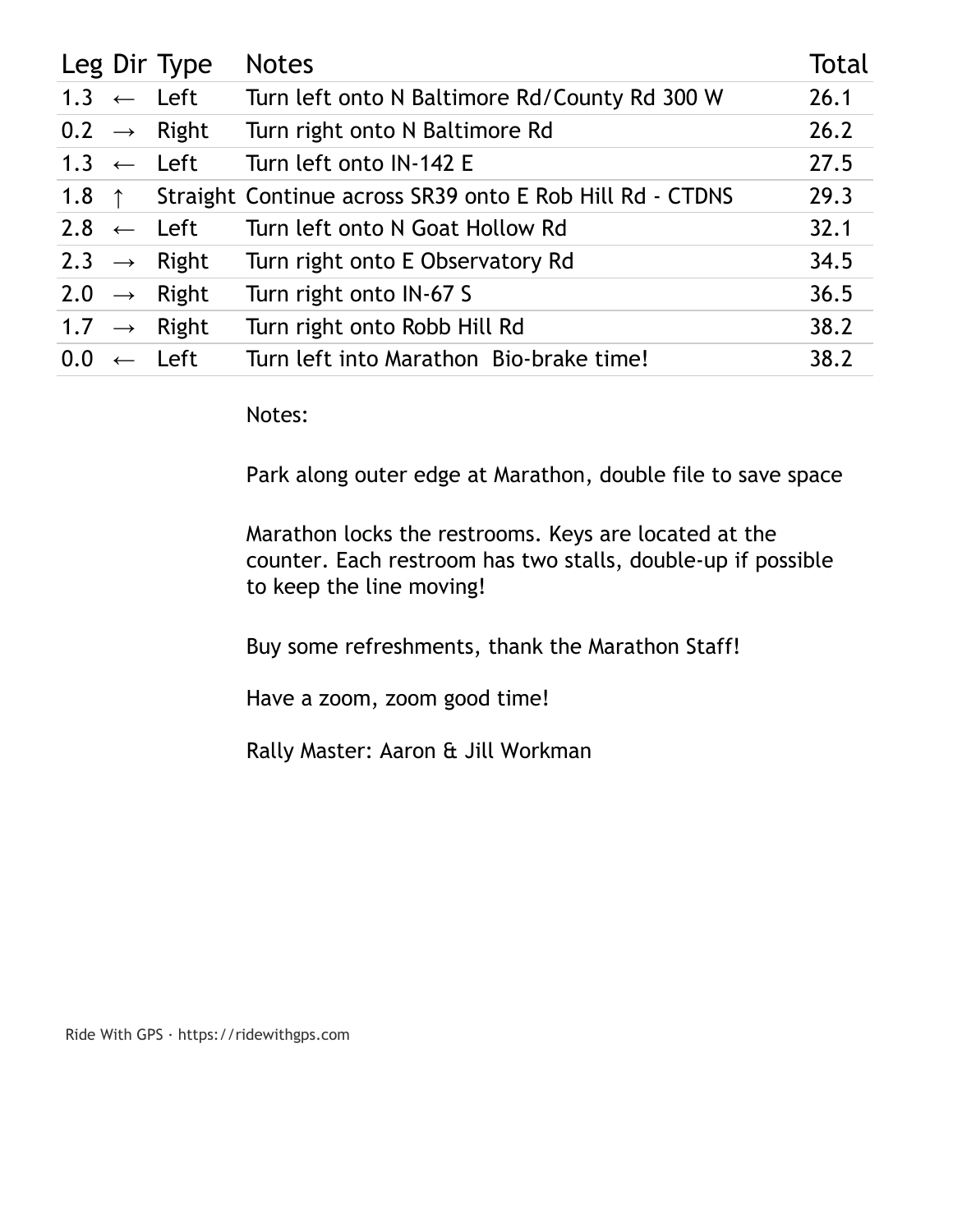| Leg | Dir | Type | Notes | Total |
| --- | --- | --- | --- | --- |
| 1.3 | ← | Left | Turn left onto N Baltimore Rd/County Rd 300 W | 26.1 |
| 0.2 | → | Right | Turn right onto N Baltimore Rd | 26.2 |
| 1.3 | ← | Left | Turn left onto IN-142 E | 27.5 |
| 1.8 | ↑ | Straight | Continue across SR39 onto E Rob Hill Rd - CTDNS | 29.3 |
| 2.8 | ← | Left | Turn left onto N Goat Hollow Rd | 32.1 |
| 2.3 | → | Right | Turn right onto E Observatory Rd | 34.5 |
| 2.0 | → | Right | Turn right onto IN-67 S | 36.5 |
| 1.7 | → | Right | Turn right onto Robb Hill Rd | 38.2 |
| 0.0 | ← | Left | Turn left into Marathon  Bio-brake time! | 38.2 |

Notes:

Park along outer edge at Marathon, double file to save space

Marathon locks the restrooms. Keys are located at the counter. Each restroom has two stalls, double-up if possible to keep the line moving!

Buy some refreshments, thank the Marathon Staff!

Have a zoom, zoom good time!

Rally Master: Aaron & Jill Workman

Ride With GPS · https://ridewithgps.com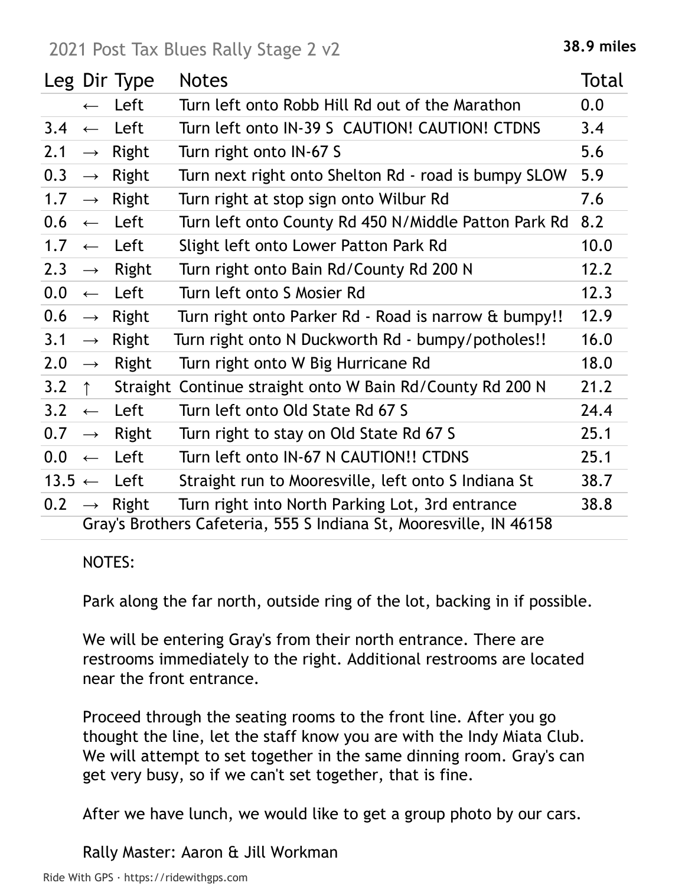## 2021 Post Tax Blues Rally Stage 2 v2

**38.9 miles**

| Leg | Dir | Type | Notes | Total |
|---|---|---|---|---|
| | ← | Left | Turn left onto Robb Hill Rd out of the Marathon | 0.0 |
| 3.4 | ← | Left | Turn left onto IN-39 S CAUTION! CAUTION! CTDNS | 3.4 |
| 2.1 | → | Right | Turn right onto IN-67 S | 5.6 |
| 0.3 | → | Right | Turn next right onto Shelton Rd - road is bumpy SLOW | 5.9 |
| 1.7 | → | Right | Turn right at stop sign onto Wilbur Rd | 7.6 |
| 0.6 | ← | Left | Turn left onto County Rd 450 N/Middle Patton Park Rd | 8.2 |
| 1.7 | ← | Left | Slight left onto Lower Patton Park Rd | 10.0 |
| 2.3 | → | Right | Turn right onto Bain Rd/County Rd 200 N | 12.2 |
| 0.0 | ← | Left | Turn left onto S Mosier Rd | 12.3 |
| 0.6 | → | Right | Turn right onto Parker Rd - Road is narrow & bumpy!! | 12.9 |
| 3.1 | → | Right | Turn right onto N Duckworth Rd - bumpy/potholes!! | 16.0 |
| 2.0 | → | Right | Turn right onto W Big Hurricane Rd | 18.0 |
| 3.2 | ↑ | Straight | Continue straight onto W Bain Rd/County Rd 200 N | 21.2 |
| 3.2 | ← | Left | Turn left onto Old State Rd 67 S | 24.4 |
| 0.7 | → | Right | Turn right to stay on Old State Rd 67 S | 25.1 |
| 0.0 | ← | Left | Turn left onto IN-67 N CAUTION!! CTDNS | 25.1 |
| 13.5 | ← | Left | Straight run to Mooresville, left onto S Indiana St | 38.7 |
| 0.2 | → | Right | Turn right into North Parking Lot, 3rd entrance | 38.8 |
| | | | Gray's Brothers Cafeteria, 555 S Indiana St, Mooresville, IN 46158 | |

NOTES:

Park along the far north, outside ring of the lot, backing in if possible.

We will be entering Gray's from their north entrance. There are restrooms immediately to the right. Additional restrooms are located near the front entrance.

Proceed through the seating rooms to the front line. After you go thought the line, let the staff know you are with the Indy Miata Club. We will attempt to set together in the same dinning room. Gray's can get very busy, so if we can't set together, that is fine.

After we have lunch, we would like to get a group photo by our cars.

Rally Master: Aaron & Jill Workman